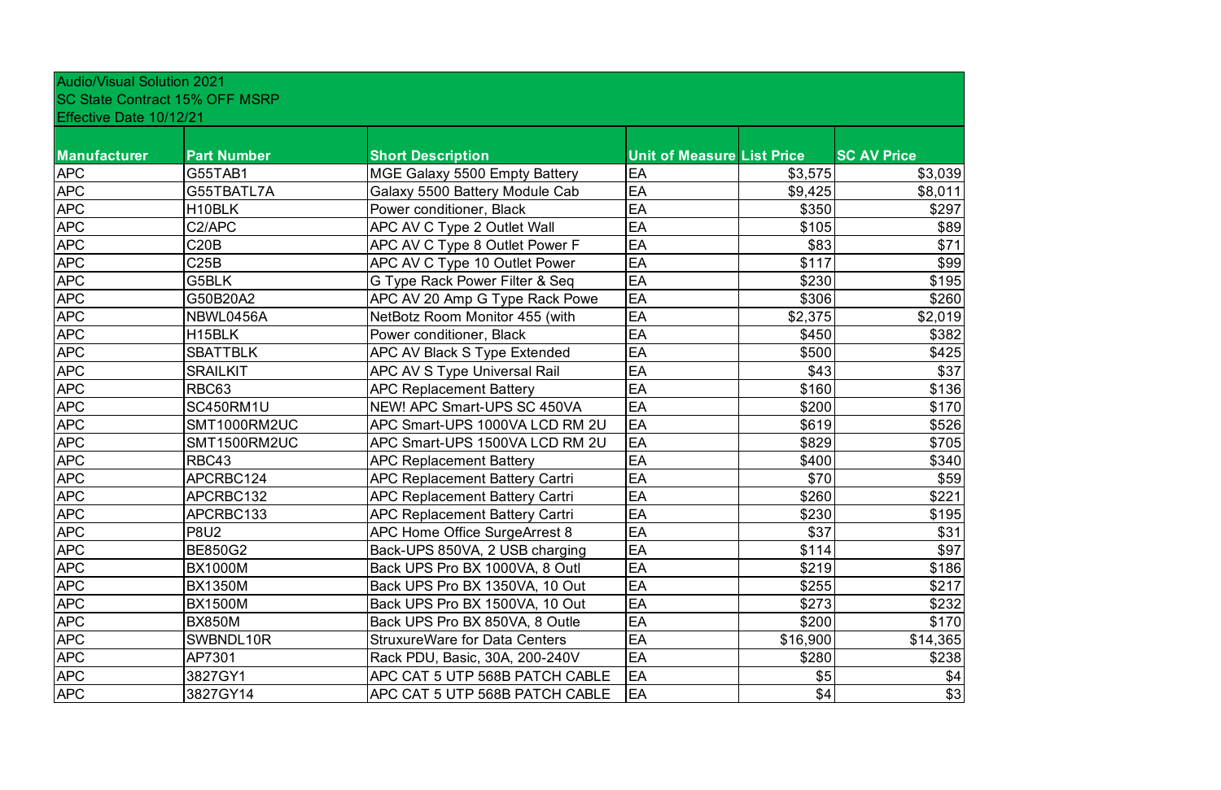Audio/Visual Solution 2021
SC State Contract 15% OFF MSRP
Effective Date 10/12/21

| Manufacturer | Part Number | Short Description | Unit of Measure | List Price | SC AV Price |
|---|---|---|---|---|---|
| APC | G55TAB1 | MGE Galaxy 5500 Empty Battery | EA | $3,575 | $3,039 |
| APC | G55TBATL7A | Galaxy 5500 Battery Module Cab | EA | $9,425 | $8,011 |
| APC | H10BLK | Power conditioner, Black | EA | $350 | $297 |
| APC | C2/APC | APC AV C Type 2 Outlet Wall | EA | $105 | $89 |
| APC | C20B | APC AV C Type 8 Outlet Power F | EA | $83 | $71 |
| APC | C25B | APC AV C Type 10 Outlet Power | EA | $117 | $99 |
| APC | G5BLK | G Type Rack Power Filter & Seq | EA | $230 | $195 |
| APC | G50B20A2 | APC AV 20 Amp G Type Rack Powe | EA | $306 | $260 |
| APC | NBWL0456A | NetBotz Room Monitor 455 (with | EA | $2,375 | $2,019 |
| APC | H15BLK | Power conditioner, Black | EA | $450 | $382 |
| APC | SBATTBLK | APC AV Black S Type Extended | EA | $500 | $425 |
| APC | SRAILKIT | APC AV S Type Universal Rail | EA | $43 | $37 |
| APC | RBC63 | APC Replacement Battery | EA | $160 | $136 |
| APC | SC450RM1U | NEW! APC Smart-UPS SC 450VA | EA | $200 | $170 |
| APC | SMT1000RM2UC | APC Smart-UPS 1000VA LCD RM 2U | EA | $619 | $526 |
| APC | SMT1500RM2UC | APC Smart-UPS 1500VA LCD RM 2U | EA | $829 | $705 |
| APC | RBC43 | APC Replacement Battery | EA | $400 | $340 |
| APC | APCRBC124 | APC Replacement Battery Cartri | EA | $70 | $59 |
| APC | APCRBC132 | APC Replacement Battery Cartri | EA | $260 | $221 |
| APC | APCRBC133 | APC Replacement Battery Cartri | EA | $230 | $195 |
| APC | P8U2 | APC Home Office SurgeArrest 8 | EA | $37 | $31 |
| APC | BE850G2 | Back-UPS 850VA, 2 USB charging | EA | $114 | $97 |
| APC | BX1000M | Back UPS Pro BX 1000VA, 8 Outl | EA | $219 | $186 |
| APC | BX1350M | Back UPS Pro BX 1350VA, 10 Out | EA | $255 | $217 |
| APC | BX1500M | Back UPS Pro BX 1500VA, 10 Out | EA | $273 | $232 |
| APC | BX850M | Back UPS Pro BX 850VA, 8 Outle | EA | $200 | $170 |
| APC | SWBNDL10R | StruxureWare for Data Centers | EA | $16,900 | $14,365 |
| APC | AP7301 | Rack PDU, Basic, 30A, 200-240V | EA | $280 | $238 |
| APC | 3827GY1 | APC CAT 5 UTP 568B PATCH CABLE | EA | $5 | $4 |
| APC | 3827GY14 | APC CAT 5 UTP 568B PATCH CABLE | EA | $4 | $3 |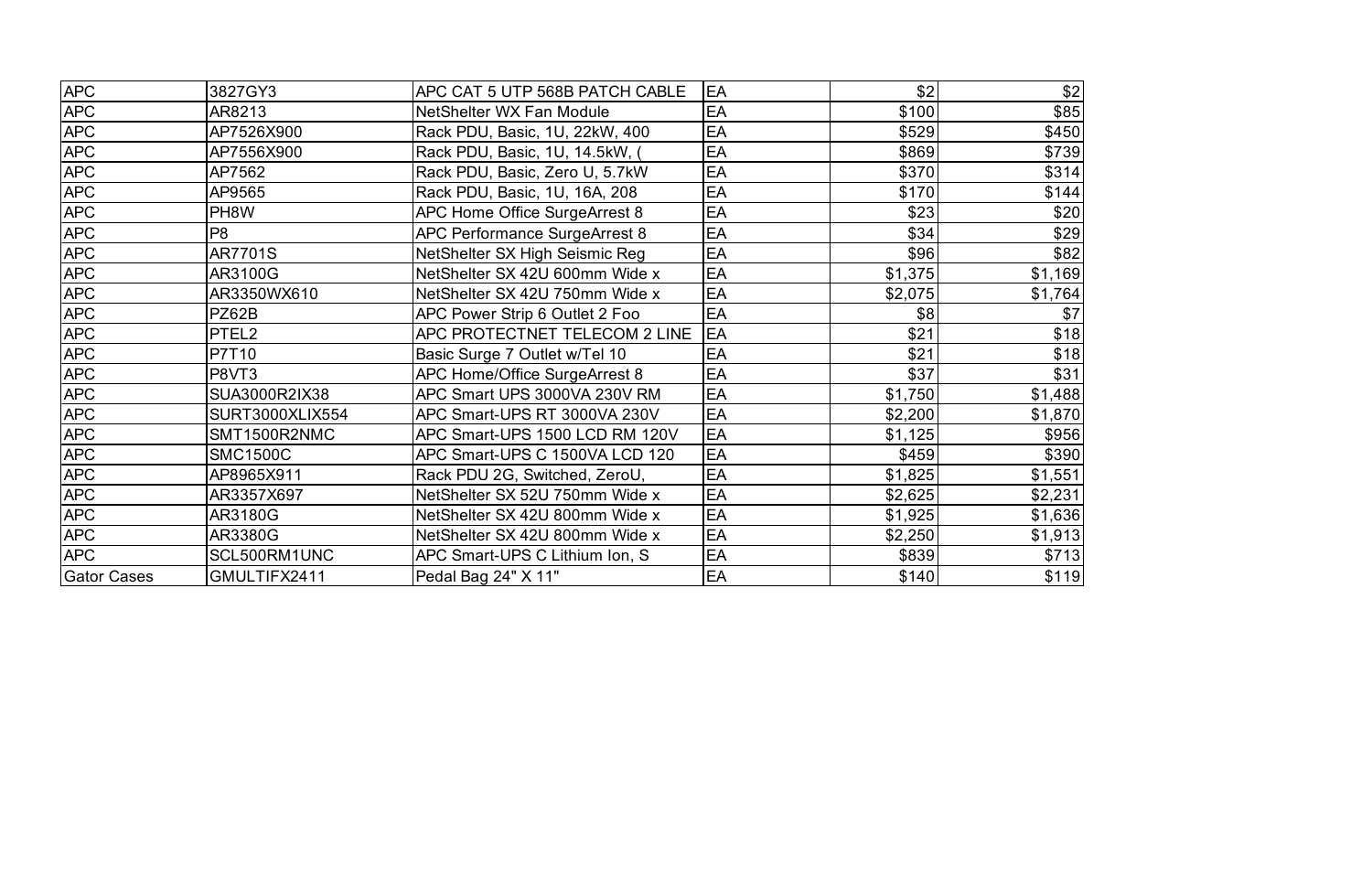| | | | | | |
|---|---|---|---|---|---|
| APC | 3827GY3 | APC CAT 5 UTP 568B PATCH CABLE | EA | $2 | $2 |
| APC | AR8213 | NetShelter WX Fan Module | EA | $100 | $85 |
| APC | AP7526X900 | Rack PDU, Basic, 1U, 22kW, 400 | EA | $529 | $450 |
| APC | AP7556X900 | Rack PDU, Basic, 1U, 14.5kW, ( | EA | $869 | $739 |
| APC | AP7562 | Rack PDU, Basic, Zero U, 5.7kW | EA | $370 | $314 |
| APC | AP9565 | Rack PDU, Basic, 1U, 16A, 208 | EA | $170 | $144 |
| APC | PH8W | APC Home Office SurgeArrest 8 | EA | $23 | $20 |
| APC | P8 | APC Performance SurgeArrest 8 | EA | $34 | $29 |
| APC | AR7701S | NetShelter SX High Seismic Reg | EA | $96 | $82 |
| APC | AR3100G | NetShelter SX 42U 600mm Wide x | EA | $1,375 | $1,169 |
| APC | AR3350WX610 | NetShelter SX 42U 750mm Wide x | EA | $2,075 | $1,764 |
| APC | PZ62B | APC Power Strip 6 Outlet 2 Foo | EA | $8 | $7 |
| APC | PTEL2 | APC PROTECTNET TELECOM 2 LINE | EA | $21 | $18 |
| APC | P7T10 | Basic Surge 7 Outlet w/Tel 10 | EA | $21 | $18 |
| APC | P8VT3 | APC Home/Office SurgeArrest 8 | EA | $37 | $31 |
| APC | SUA3000R2IX38 | APC Smart UPS 3000VA 230V RM | EA | $1,750 | $1,488 |
| APC | SURT3000XLIX554 | APC Smart-UPS RT 3000VA 230V | EA | $2,200 | $1,870 |
| APC | SMT1500R2NMC | APC Smart-UPS 1500 LCD RM 120V | EA | $1,125 | $956 |
| APC | SMC1500C | APC Smart-UPS C 1500VA LCD 120 | EA | $459 | $390 |
| APC | AP8965X911 | Rack PDU 2G, Switched, ZeroU, | EA | $1,825 | $1,551 |
| APC | AR3357X697 | NetShelter SX 52U 750mm Wide x | EA | $2,625 | $2,231 |
| APC | AR3180G | NetShelter SX 42U 800mm Wide x | EA | $1,925 | $1,636 |
| APC | AR3380G | NetShelter SX 42U 800mm Wide x | EA | $2,250 | $1,913 |
| APC | SCL500RM1UNC | APC Smart-UPS C Lithium Ion, S | EA | $839 | $713 |
| Gator Cases | GMULTIFX2411 | Pedal Bag 24" X 11" | EA | $140 | $119 |